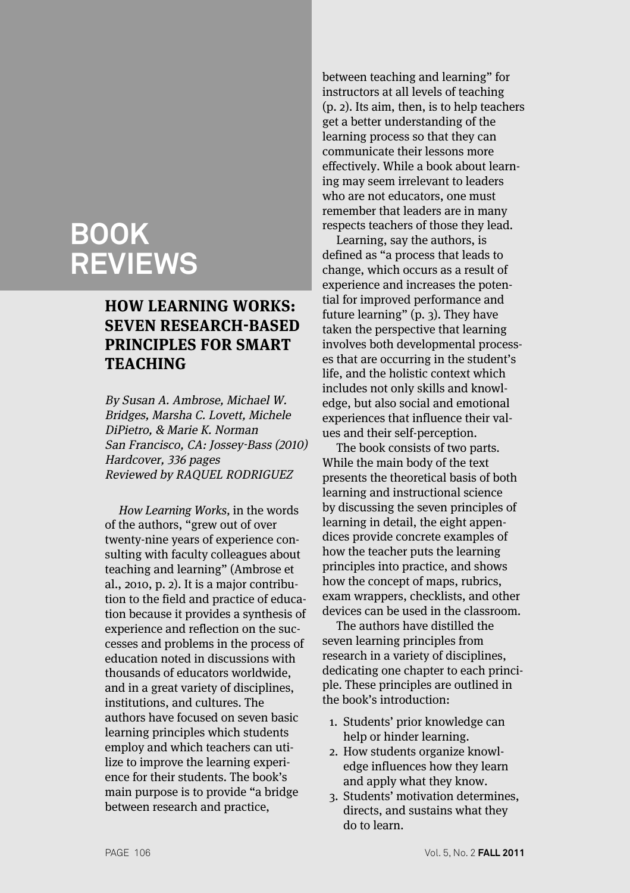# BOOK REVIEWS

## HOW LEARNING WORKS: SEVEN RESEARCH-BASED PRINCIPLES FOR SMART TEACHING

*By Susan A. Ambrose, Michael W. Bridges, Marsha C. Lovett, Michele DiPietro, & Marie K. Norman*
*San Francisco, CA: Jossey-Bass (2010)*
*Hardcover, 336 pages*
*Reviewed by RAQUEL RODRIGUEZ*

*How Learning Works*, in the words of the authors, "grew out of over twenty-nine years of experience consulting with faculty colleagues about teaching and learning" (Ambrose et al., 2010, p. 2). It is a major contribution to the field and practice of education because it provides a synthesis of experience and reflection on the successes and problems in the process of education noted in discussions with thousands of educators worldwide, and in a great variety of disciplines, institutions, and cultures. The authors have focused on seven basic learning principles which students employ and which teachers can utilize to improve the learning experience for their students. The book's main purpose is to provide "a bridge between research and practice, between teaching and learning" for instructors at all levels of teaching (p. 2). Its aim, then, is to help teachers get a better understanding of the learning process so that they can communicate their lessons more effectively. While a book about learning may seem irrelevant to leaders who are not educators, one must remember that leaders are in many respects teachers of those they lead.

Learning, say the authors, is defined as "a process that leads to change, which occurs as a result of experience and increases the potential for improved performance and future learning" (p. 3). They have taken the perspective that learning involves both developmental processes that are occurring in the student's life, and the holistic context which includes not only skills and knowledge, but also social and emotional experiences that influence their values and their self-perception.

The book consists of two parts. While the main body of the text presents the theoretical basis of both learning and instructional science by discussing the seven principles of learning in detail, the eight appendices provide concrete examples of how the teacher puts the learning principles into practice, and shows how the concept of maps, rubrics, exam wrappers, checklists, and other devices can be used in the classroom.

The authors have distilled the seven learning principles from research in a variety of disciplines, dedicating one chapter to each principle. These principles are outlined in the book's introduction:

1. Students' prior knowledge can help or hinder learning.
2. How students organize knowledge influences how they learn and apply what they know.
3. Students' motivation determines, directs, and sustains what they do to learn.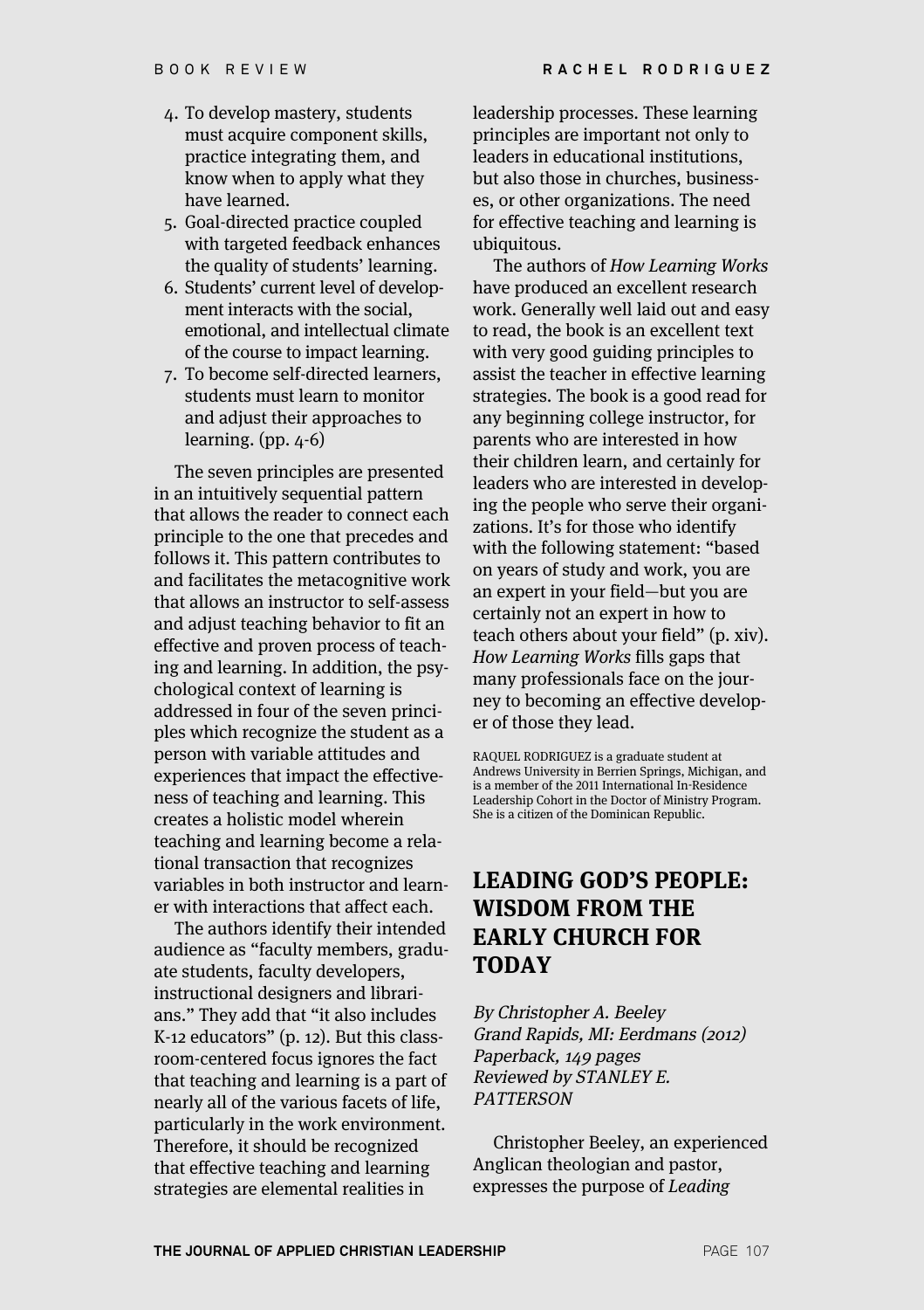4. To develop mastery, students must acquire component skills, practice integrating them, and know when to apply what they have learned.
5. Goal-directed practice coupled with targeted feedback enhances the quality of students' learning.
6. Students' current level of development interacts with the social, emotional, and intellectual climate of the course to impact learning.
7. To become self-directed learners, students must learn to monitor and adjust their approaches to learning. (pp. 4-6)

The seven principles are presented in an intuitively sequential pattern that allows the reader to connect each principle to the one that precedes and follows it. This pattern contributes to and facilitates the metacognitive work that allows an instructor to self-assess and adjust teaching behavior to fit an effective and proven process of teaching and learning. In addition, the psychological context of learning is addressed in four of the seven principles which recognize the student as a person with variable attitudes and experiences that impact the effectiveness of teaching and learning. This creates a holistic model wherein teaching and learning become a relational transaction that recognizes variables in both instructor and learner with interactions that affect each.

The authors identify their intended audience as "faculty members, graduate students, faculty developers, instructional designers and librarians." They add that "it also includes K-12 educators" (p. 12). But this classroom-centered focus ignores the fact that teaching and learning is a part of nearly all of the various facets of life, particularly in the work environment. Therefore, it should be recognized that effective teaching and learning strategies are elemental realities in leadership processes. These learning principles are important not only to leaders in educational institutions, but also those in churches, businesses, or other organizations. The need for effective teaching and learning is ubiquitous.

The authors of *How Learning Works* have produced an excellent research work. Generally well laid out and easy to read, the book is an excellent text with very good guiding principles to assist the teacher in effective learning strategies. The book is a good read for any beginning college instructor, for parents who are interested in how their children learn, and certainly for leaders who are interested in developing the people who serve their organizations. It's for those who identify with the following statement: "based on years of study and work, you are an expert in your field—but you are certainly not an expert in how to teach others about your field" (p. xiv). *How Learning Works* fills gaps that many professionals face on the journey to becoming an effective developer of those they lead.

RAQUEL RODRIGUEZ is a graduate student at Andrews University in Berrien Springs, Michigan, and is a member of the 2011 International In-Residence Leadership Cohort in the Doctor of Ministry Program. She is a citizen of the Dominican Republic.

## LEADING GOD'S PEOPLE: WISDOM FROM THE EARLY CHURCH FOR TODAY

*By Christopher A. Beeley*
*Grand Rapids, MI: Eerdmans (2012)*
*Paperback, 149 pages*
*Reviewed by STANLEY E. PATTERSON*

Christopher Beeley, an experienced Anglican theologian and pastor, expresses the purpose of *Leading*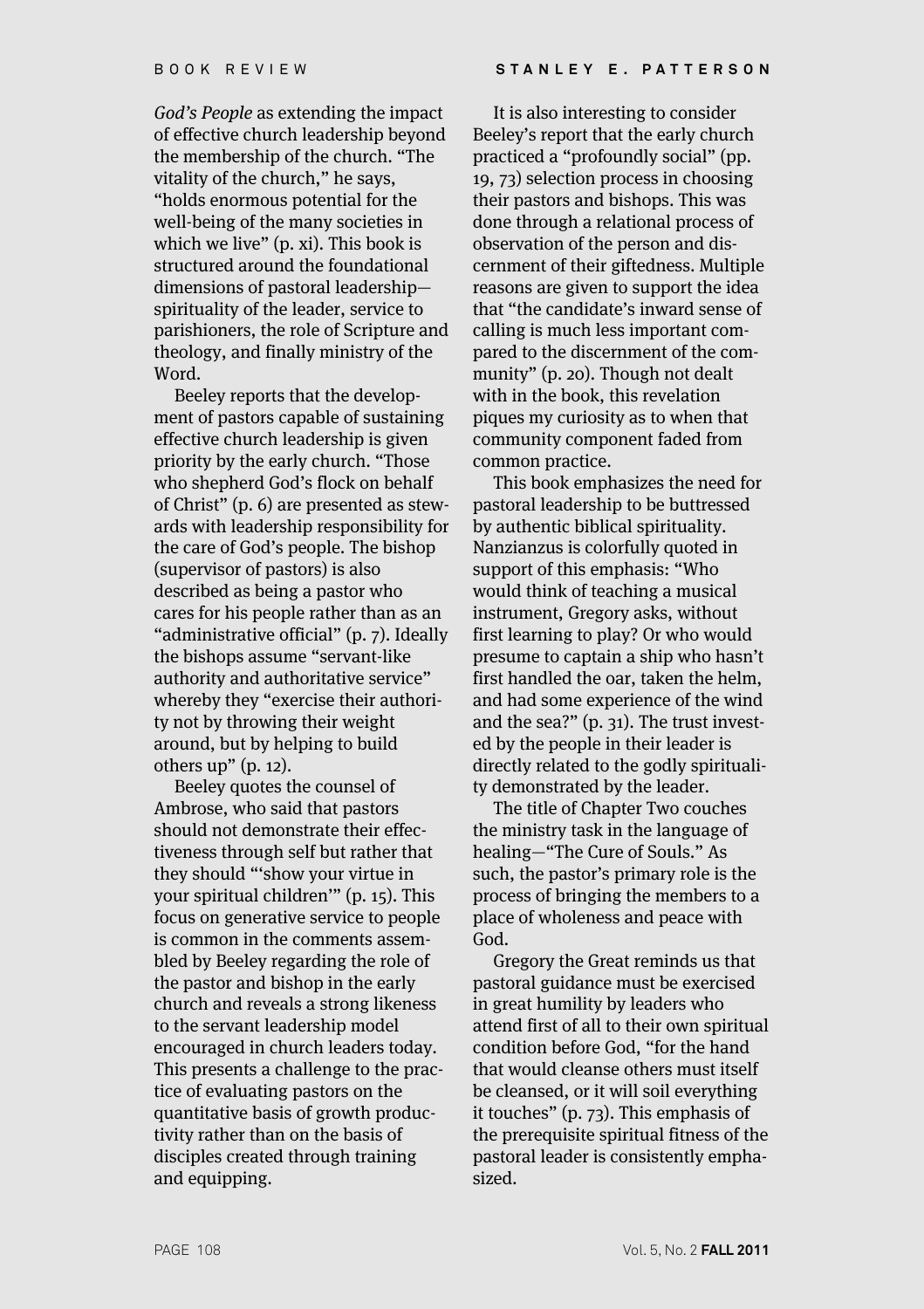*God's People* as extending the impact of effective church leadership beyond the membership of the church. "The vitality of the church," he says, "holds enormous potential for the well-being of the many societies in which we live" (p. xi). This book is structured around the foundational dimensions of pastoral leadership—spirituality of the leader, service to parishioners, the role of Scripture and theology, and finally ministry of the Word.

Beeley reports that the development of pastors capable of sustaining effective church leadership is given priority by the early church. "Those who shepherd God's flock on behalf of Christ" (p. 6) are presented as stewards with leadership responsibility for the care of God's people. The bishop (supervisor of pastors) is also described as being a pastor who cares for his people rather than as an "administrative official" (p. 7). Ideally the bishops assume "servant-like authority and authoritative service" whereby they "exercise their authority not by throwing their weight around, but by helping to build others up" (p. 12).

Beeley quotes the counsel of Ambrose, who said that pastors should not demonstrate their effectiveness through self but rather that they should "'show your virtue in your spiritual children'" (p. 15). This focus on generative service to people is common in the comments assembled by Beeley regarding the role of the pastor and bishop in the early church and reveals a strong likeness to the servant leadership model encouraged in church leaders today. This presents a challenge to the practice of evaluating pastors on the quantitative basis of growth productivity rather than on the basis of disciples created through training and equipping.

It is also interesting to consider Beeley's report that the early church practiced a "profoundly social" (pp. 19, 73) selection process in choosing their pastors and bishops. This was done through a relational process of observation of the person and discernment of their giftedness. Multiple reasons are given to support the idea that "the candidate's inward sense of calling is much less important compared to the discernment of the community" (p. 20). Though not dealt with in the book, this revelation piques my curiosity as to when that community component faded from common practice.

This book emphasizes the need for pastoral leadership to be buttressed by authentic biblical spirituality. Nanzianzus is colorfully quoted in support of this emphasis: "Who would think of teaching a musical instrument, Gregory asks, without first learning to play? Or who would presume to captain a ship who hasn't first handled the oar, taken the helm, and had some experience of the wind and the sea?" (p. 31). The trust invested by the people in their leader is directly related to the godly spirituality demonstrated by the leader.

The title of Chapter Two couches the ministry task in the language of healing—"The Cure of Souls." As such, the pastor's primary role is the process of bringing the members to a place of wholeness and peace with God.

Gregory the Great reminds us that pastoral guidance must be exercised in great humility by leaders who attend first of all to their own spiritual condition before God, "for the hand that would cleanse others must itself be cleansed, or it will soil everything it touches" (p. 73). This emphasis of the prerequisite spiritual fitness of the pastoral leader is consistently emphasized.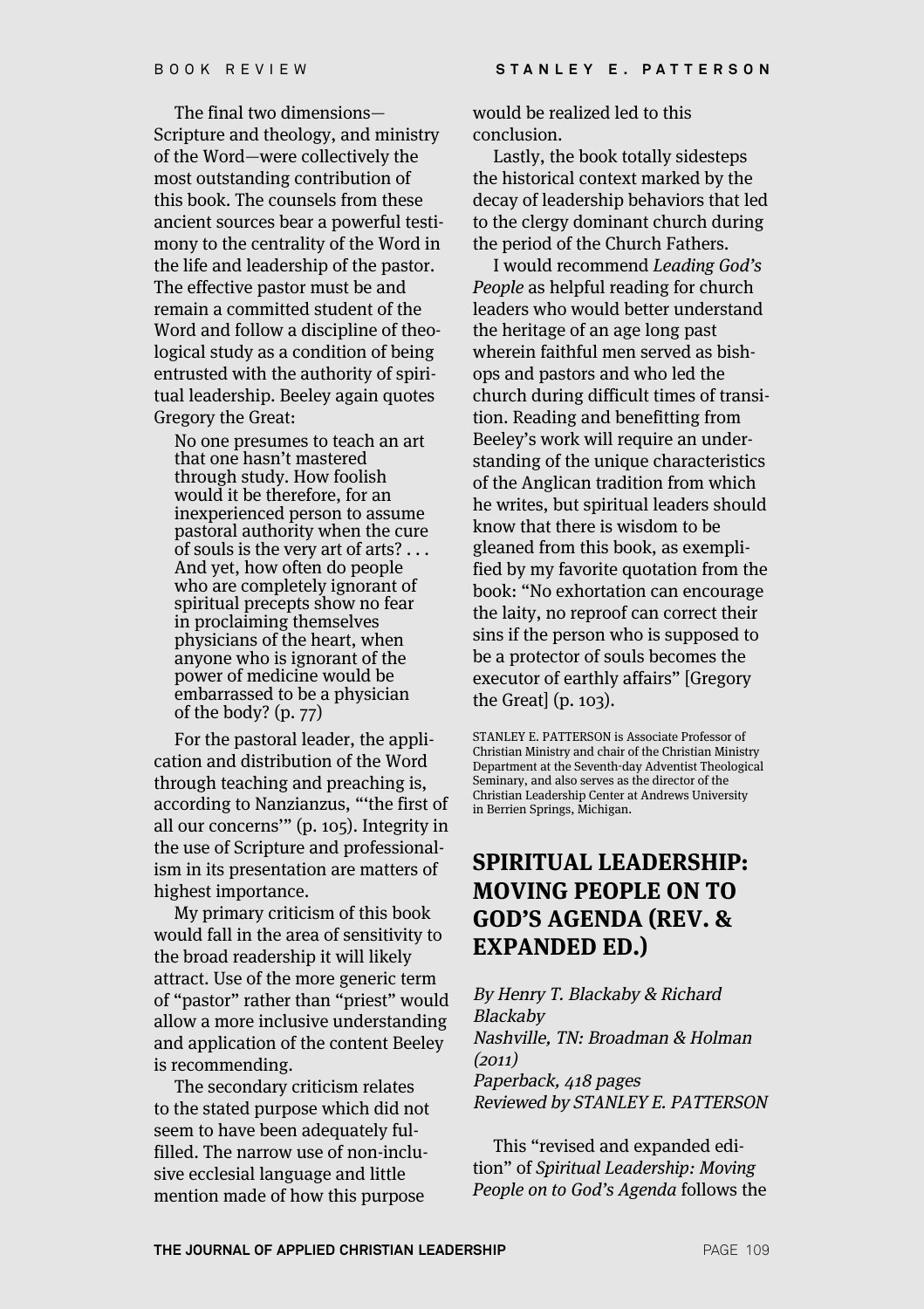The final two dimensions—Scripture and theology, and ministry of the Word—were collectively the most outstanding contribution of this book. The counsels from these ancient sources bear a powerful testimony to the centrality of the Word in the life and leadership of the pastor. The effective pastor must be and remain a committed student of the Word and follow a discipline of theological study as a condition of being entrusted with the authority of spiritual leadership. Beeley again quotes Gregory the Great:

> No one presumes to teach an art that one hasn't mastered through study. How foolish would it be therefore, for an inexperienced person to assume pastoral authority when the cure of souls is the very art of arts? . . . And yet, how often do people who are completely ignorant of spiritual precepts show no fear in proclaiming themselves physicians of the heart, when anyone who is ignorant of the power of medicine would be embarrassed to be a physician of the body? (p. 77)

For the pastoral leader, the application and distribution of the Word through teaching and preaching is, according to Nanzianzus, "'the first of all our concerns'" (p. 105). Integrity in the use of Scripture and professionalism in its presentation are matters of highest importance.

My primary criticism of this book would fall in the area of sensitivity to the broad readership it will likely attract. Use of the more generic term of "pastor" rather than "priest" would allow a more inclusive understanding and application of the content Beeley is recommending.

The secondary criticism relates to the stated purpose which did not seem to have been adequately fulfilled. The narrow use of non-inclusive ecclesial language and little mention made of how this purpose would be realized led to this conclusion.

Lastly, the book totally sidesteps the historical context marked by the decay of leadership behaviors that led to the clergy dominant church during the period of the Church Fathers.

I would recommend *Leading God's People* as helpful reading for church leaders who would better understand the heritage of an age long past wherein faithful men served as bishops and pastors and who led the church during difficult times of transition. Reading and benefitting from Beeley's work will require an understanding of the unique characteristics of the Anglican tradition from which he writes, but spiritual leaders should know that there is wisdom to be gleaned from this book, as exemplified by my favorite quotation from the book: "No exhortation can encourage the laity, no reproof can correct their sins if the person who is supposed to be a protector of souls becomes the executor of earthly affairs" [Gregory the Great] (p. 103).

STANLEY E. PATTERSON is Associate Professor of Christian Ministry and chair of the Christian Ministry Department at the Seventh-day Adventist Theological Seminary, and also serves as the director of the Christian Leadership Center at Andrews University in Berrien Springs, Michigan.

## SPIRITUAL LEADERSHIP: MOVING PEOPLE ON TO GOD'S AGENDA (REV. & EXPANDED ED.)

*By Henry T. Blackaby & Richard Blackaby*
*Nashville, TN: Broadman & Holman (2011)*
*Paperback, 418 pages*
*Reviewed by STANLEY E. PATTERSON*

This "revised and expanded edition" of *Spiritual Leadership: Moving People on to God's Agenda* follows the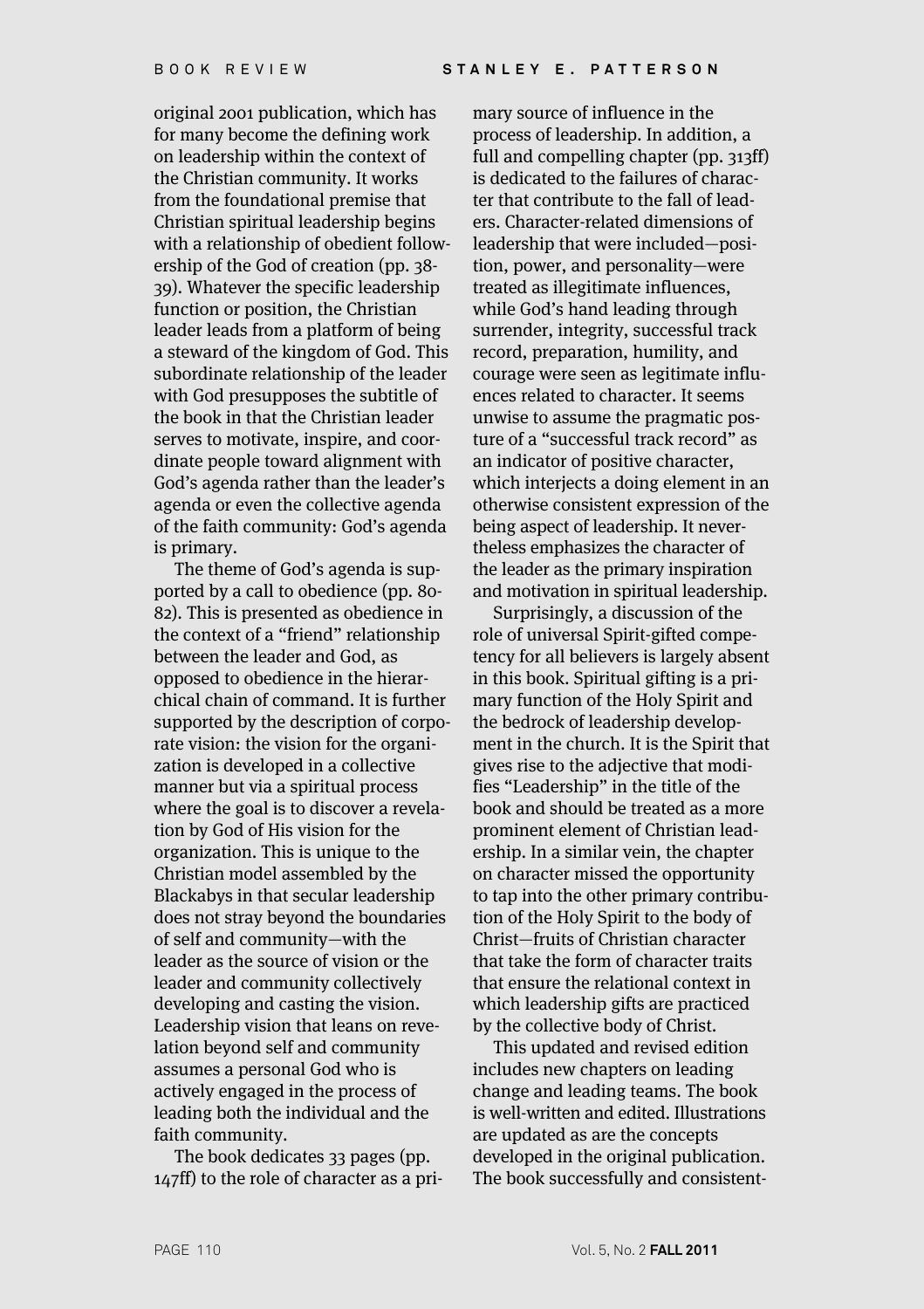original 2001 publication, which has for many become the defining work on leadership within the context of the Christian community. It works from the foundational premise that Christian spiritual leadership begins with a relationship of obedient followership of the God of creation (pp. 38-39). Whatever the specific leadership function or position, the Christian leader leads from a platform of being a steward of the kingdom of God. This subordinate relationship of the leader with God presupposes the subtitle of the book in that the Christian leader serves to motivate, inspire, and coordinate people toward alignment with God's agenda rather than the leader's agenda or even the collective agenda of the faith community: God's agenda is primary.

The theme of God's agenda is supported by a call to obedience (pp. 80-82). This is presented as obedience in the context of a "friend" relationship between the leader and God, as opposed to obedience in the hierarchical chain of command. It is further supported by the description of corporate vision: the vision for the organization is developed in a collective manner but via a spiritual process where the goal is to discover a revelation by God of His vision for the organization. This is unique to the Christian model assembled by the Blackabys in that secular leadership does not stray beyond the boundaries of self and community—with the leader as the source of vision or the leader and community collectively developing and casting the vision. Leadership vision that leans on revelation beyond self and community assumes a personal God who is actively engaged in the process of leading both the individual and the faith community.

The book dedicates 33 pages (pp. 147ff) to the role of character as a primary source of influence in the process of leadership. In addition, a full and compelling chapter (pp. 313ff) is dedicated to the failures of character that contribute to the fall of leaders. Character-related dimensions of leadership that were included—position, power, and personality—were treated as illegitimate influences, while God's hand leading through surrender, integrity, successful track record, preparation, humility, and courage were seen as legitimate influences related to character. It seems unwise to assume the pragmatic posture of a "successful track record" as an indicator of positive character, which interjects a doing element in an otherwise consistent expression of the being aspect of leadership. It nevertheless emphasizes the character of the leader as the primary inspiration and motivation in spiritual leadership.

Surprisingly, a discussion of the role of universal Spirit-gifted competency for all believers is largely absent in this book. Spiritual gifting is a primary function of the Holy Spirit and the bedrock of leadership development in the church. It is the Spirit that gives rise to the adjective that modifies "Leadership" in the title of the book and should be treated as a more prominent element of Christian leadership. In a similar vein, the chapter on character missed the opportunity to tap into the other primary contribution of the Holy Spirit to the body of Christ—fruits of Christian character that take the form of character traits that ensure the relational context in which leadership gifts are practiced by the collective body of Christ.

This updated and revised edition includes new chapters on leading change and leading teams. The book is well-written and edited. Illustrations are updated as are the concepts developed in the original publication. The book successfully and consistent-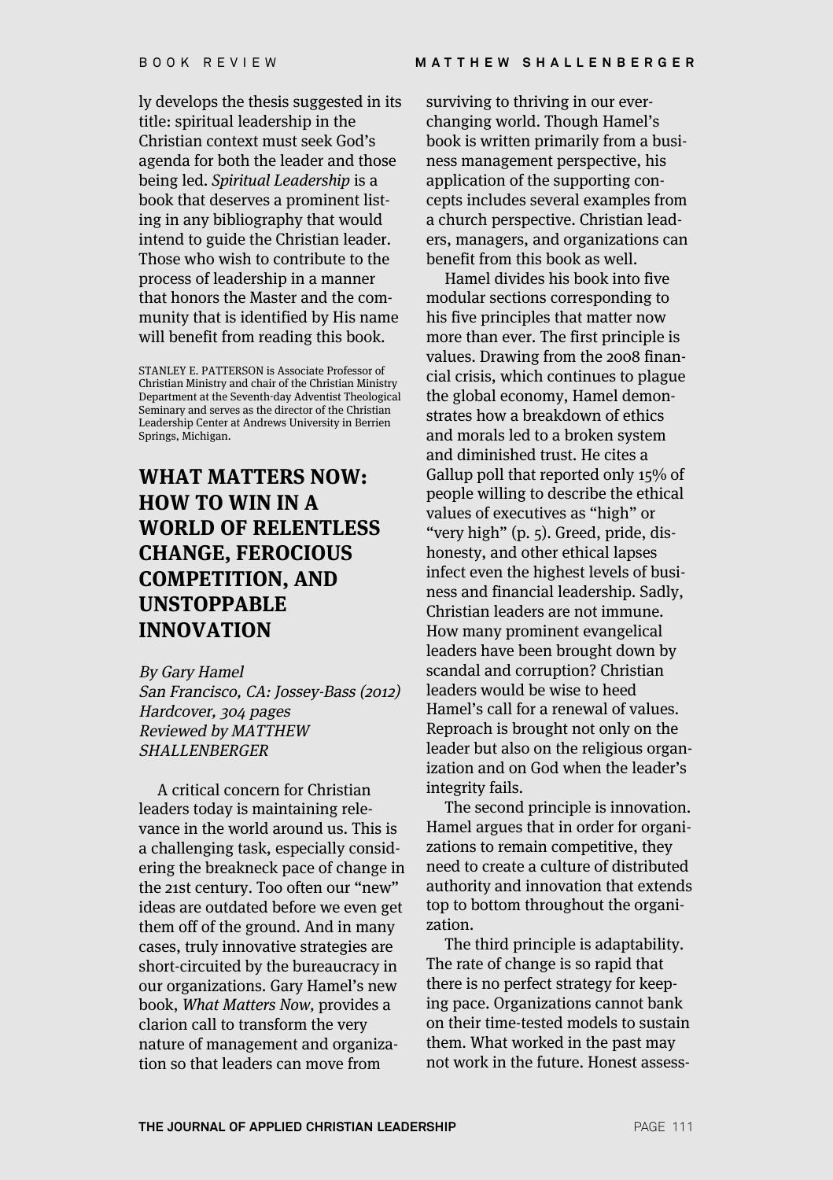ly develops the thesis suggested in its title: spiritual leadership in the Christian context must seek God's agenda for both the leader and those being led. *Spiritual Leadership* is a book that deserves a prominent listing in any bibliography that would intend to guide the Christian leader. Those who wish to contribute to the process of leadership in a manner that honors the Master and the community that is identified by His name will benefit from reading this book.

STANLEY E. PATTERSON is Associate Professor of Christian Ministry and chair of the Christian Ministry Department at the Seventh-day Adventist Theological Seminary and serves as the director of the Christian Leadership Center at Andrews University in Berrien Springs, Michigan.

## WHAT MATTERS NOW: HOW TO WIN IN A WORLD OF RELENTLESS CHANGE, FEROCIOUS COMPETITION, AND UNSTOPPABLE INNOVATION

*By Gary Hamel*
*San Francisco, CA: Jossey-Bass (2012)*
*Hardcover, 304 pages*
*Reviewed by MATTHEW SHALLENBERGER*

A critical concern for Christian leaders today is maintaining relevance in the world around us. This is a challenging task, especially considering the breakneck pace of change in the 21st century. Too often our "new" ideas are outdated before we even get them off of the ground. And in many cases, truly innovative strategies are short-circuited by the bureaucracy in our organizations. Gary Hamel's new book, *What Matters Now*, provides a clarion call to transform the very nature of management and organization so that leaders can move from surviving to thriving in our ever-changing world. Though Hamel's book is written primarily from a business management perspective, his application of the supporting concepts includes several examples from a church perspective. Christian leaders, managers, and organizations can benefit from this book as well.

Hamel divides his book into five modular sections corresponding to his five principles that matter now more than ever. The first principle is values. Drawing from the 2008 financial crisis, which continues to plague the global economy, Hamel demonstrates how a breakdown of ethics and morals led to a broken system and diminished trust. He cites a Gallup poll that reported only 15% of people willing to describe the ethical values of executives as "high" or "very high" (p. 5). Greed, pride, dishonesty, and other ethical lapses infect even the highest levels of business and financial leadership. Sadly, Christian leaders are not immune. How many prominent evangelical leaders have been brought down by scandal and corruption? Christian leaders would be wise to heed Hamel's call for a renewal of values. Reproach is brought not only on the leader but also on the religious organization and on God when the leader's integrity fails.

The second principle is innovation. Hamel argues that in order for organizations to remain competitive, they need to create a culture of distributed authority and innovation that extends top to bottom throughout the organization.

The third principle is adaptability. The rate of change is so rapid that there is no perfect strategy for keeping pace. Organizations cannot bank on their time-tested models to sustain them. What worked in the past may not work in the future. Honest assess-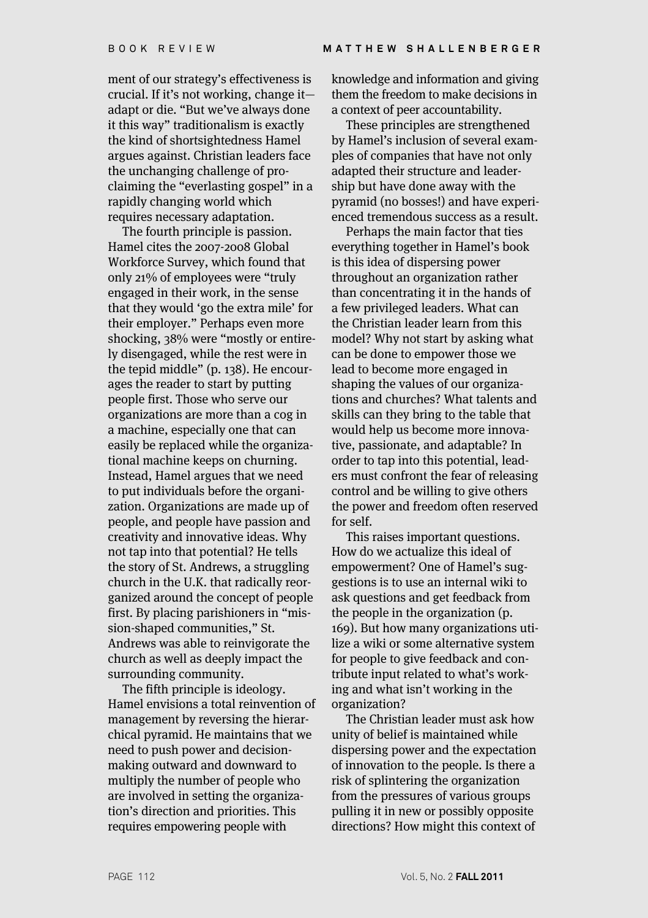ment of our strategy's effectiveness is crucial. If it's not working, change it—adapt or die. "But we've always done it this way" traditionalism is exactly the kind of shortsightedness Hamel argues against. Christian leaders face the unchanging challenge of proclaiming the "everlasting gospel" in a rapidly changing world which requires necessary adaptation.

The fourth principle is passion. Hamel cites the 2007-2008 Global Workforce Survey, which found that only 21% of employees were "truly engaged in their work, in the sense that they would 'go the extra mile' for their employer." Perhaps even more shocking, 38% were "mostly or entirely disengaged, while the rest were in the tepid middle" (p. 138). He encourages the reader to start by putting people first. Those who serve our organizations are more than a cog in a machine, especially one that can easily be replaced while the organizational machine keeps on churning. Instead, Hamel argues that we need to put individuals before the organization. Organizations are made up of people, and people have passion and creativity and innovative ideas. Why not tap into that potential? He tells the story of St. Andrews, a struggling church in the U.K. that radically reorganized around the concept of people first. By placing parishioners in "mission-shaped communities," St. Andrews was able to reinvigorate the church as well as deeply impact the surrounding community.

The fifth principle is ideology. Hamel envisions a total reinvention of management by reversing the hierarchical pyramid. He maintains that we need to push power and decision-making outward and downward to multiply the number of people who are involved in setting the organization's direction and priorities. This requires empowering people with knowledge and information and giving them the freedom to make decisions in a context of peer accountability.

These principles are strengthened by Hamel's inclusion of several examples of companies that have not only adapted their structure and leadership but have done away with the pyramid (no bosses!) and have experienced tremendous success as a result.

Perhaps the main factor that ties everything together in Hamel's book is this idea of dispersing power throughout an organization rather than concentrating it in the hands of a few privileged leaders. What can the Christian leader learn from this model? Why not start by asking what can be done to empower those we lead to become more engaged in shaping the values of our organizations and churches? What talents and skills can they bring to the table that would help us become more innovative, passionate, and adaptable? In order to tap into this potential, leaders must confront the fear of releasing control and be willing to give others the power and freedom often reserved for self.

This raises important questions. How do we actualize this ideal of empowerment? One of Hamel's suggestions is to use an internal wiki to ask questions and get feedback from the people in the organization (p. 169). But how many organizations utilize a wiki or some alternative system for people to give feedback and contribute input related to what's working and what isn't working in the organization?

The Christian leader must ask how unity of belief is maintained while dispersing power and the expectation of innovation to the people. Is there a risk of splintering the organization from the pressures of various groups pulling it in new or possibly opposite directions? How might this context of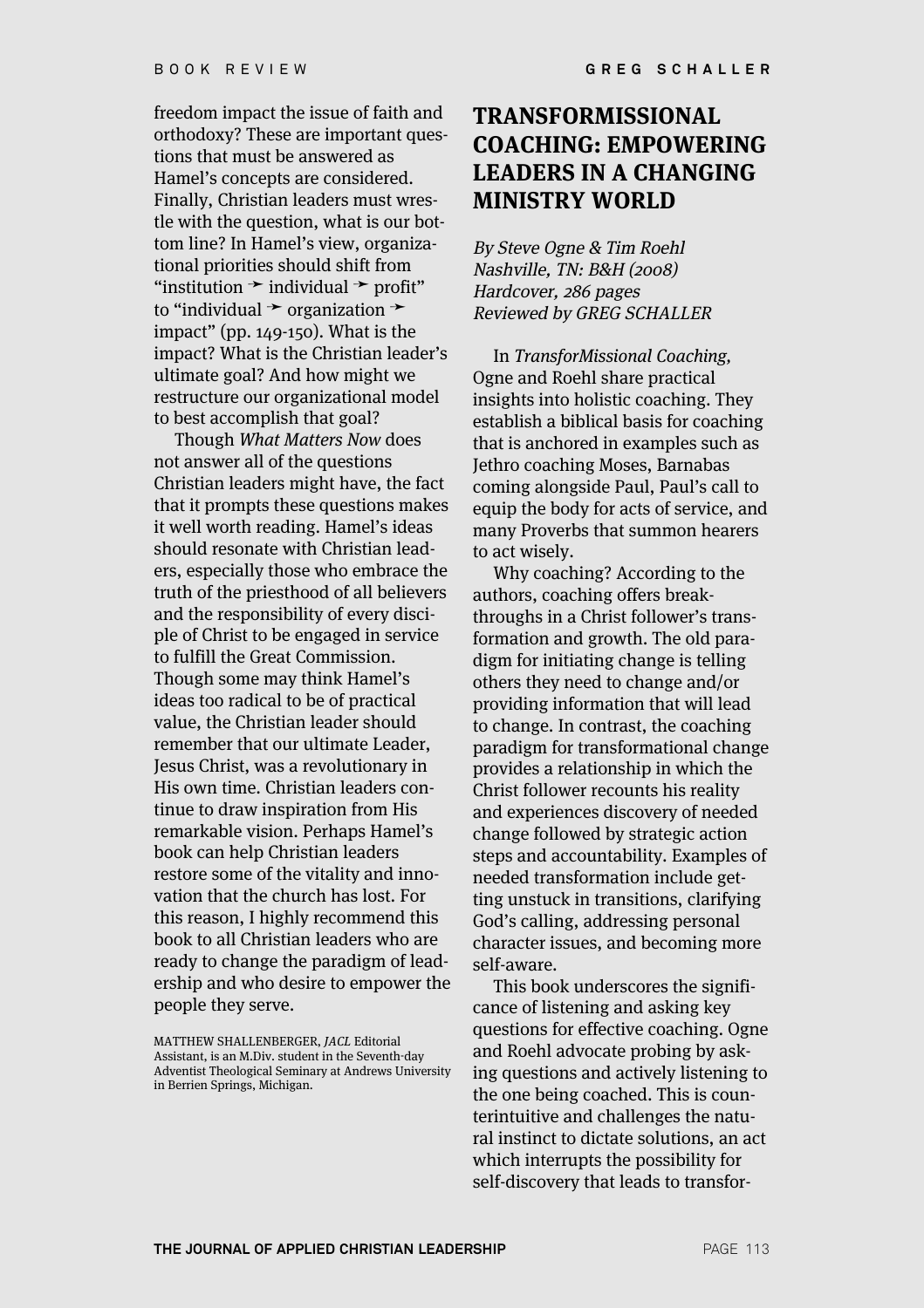freedom impact the issue of faith and orthodoxy? These are important questions that must be answered as Hamel's concepts are considered. Finally, Christian leaders must wrestle with the question, what is our bottom line? In Hamel's view, organizational priorities should shift from "institution ➛ individual ➛ profit" to "individual ➛ organization ➛ impact" (pp. 149-150). What is the impact? What is the Christian leader's ultimate goal? And how might we restructure our organizational model to best accomplish that goal?

Though *What Matters Now* does not answer all of the questions Christian leaders might have, the fact that it prompts these questions makes it well worth reading. Hamel's ideas should resonate with Christian leaders, especially those who embrace the truth of the priesthood of all believers and the responsibility of every disciple of Christ to be engaged in service to fulfill the Great Commission. Though some may think Hamel's ideas too radical to be of practical value, the Christian leader should remember that our ultimate Leader, Jesus Christ, was a revolutionary in His own time. Christian leaders continue to draw inspiration from His remarkable vision. Perhaps Hamel's book can help Christian leaders restore some of the vitality and innovation that the church has lost. For this reason, I highly recommend this book to all Christian leaders who are ready to change the paradigm of leadership and who desire to empower the people they serve.

MATTHEW SHALLENBERGER, *JACL* Editorial Assistant, is an M.Div. student in the Seventh-day Adventist Theological Seminary at Andrews University in Berrien Springs, Michigan.

# TRANSFORMISSIONAL COACHING: EMPOWERING LEADERS IN A CHANGING MINISTRY WORLD

*By Steve Ogne & Tim Roehl*
*Nashville, TN: B&H (2008)*
*Hardcover, 286 pages*
*Reviewed by GREG SCHALLER*

In *TransforMissional Coaching,* Ogne and Roehl share practical insights into holistic coaching. They establish a biblical basis for coaching that is anchored in examples such as Jethro coaching Moses, Barnabas coming alongside Paul, Paul's call to equip the body for acts of service, and many Proverbs that summon hearers to act wisely.

Why coaching? According to the authors, coaching offers breakthroughs in a Christ follower's transformation and growth. The old paradigm for initiating change is telling others they need to change and/or providing information that will lead to change. In contrast, the coaching paradigm for transformational change provides a relationship in which the Christ follower recounts his reality and experiences discovery of needed change followed by strategic action steps and accountability. Examples of needed transformation include getting unstuck in transitions, clarifying God's calling, addressing personal character issues, and becoming more self-aware.

This book underscores the significance of listening and asking key questions for effective coaching. Ogne and Roehl advocate probing by asking questions and actively listening to the one being coached. This is counterintuitive and challenges the natural instinct to dictate solutions, an act which interrupts the possibility for self-discovery that leads to transfor-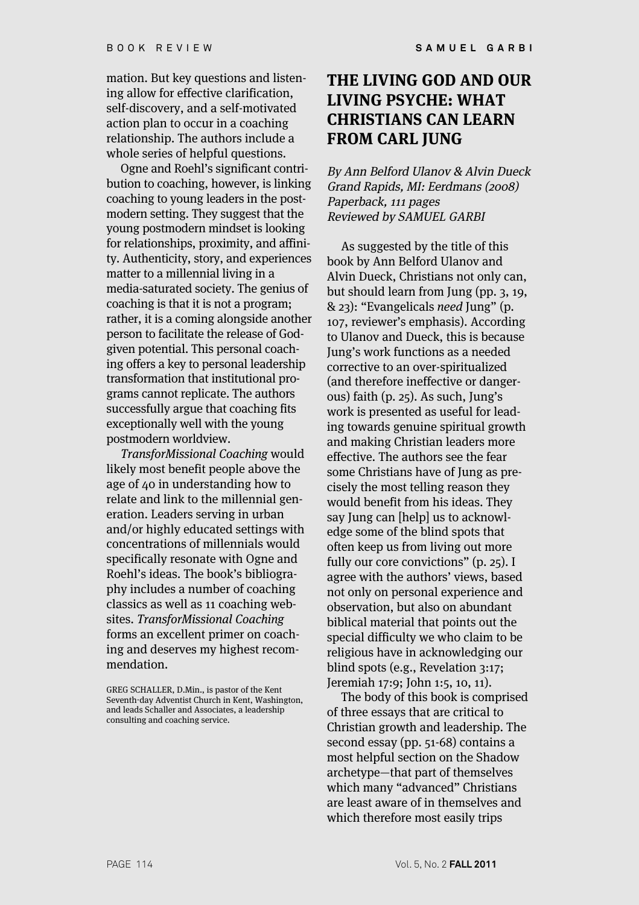mation. But key questions and listening allow for effective clarification, self-discovery, and a self-motivated action plan to occur in a coaching relationship. The authors include a whole series of helpful questions.

Ogne and Roehl's significant contribution to coaching, however, is linking coaching to young leaders in the postmodern setting. They suggest that the young postmodern mindset is looking for relationships, proximity, and affinity. Authenticity, story, and experiences matter to a millennial living in a media-saturated society. The genius of coaching is that it is not a program; rather, it is a coming alongside another person to facilitate the release of God-given potential. This personal coaching offers a key to personal leadership transformation that institutional programs cannot replicate. The authors successfully argue that coaching fits exceptionally well with the young postmodern worldview.

*TransforMissional Coaching* would likely most benefit people above the age of 40 in understanding how to relate and link to the millennial generation. Leaders serving in urban and/or highly educated settings with concentrations of millennials would specifically resonate with Ogne and Roehl's ideas. The book's bibliography includes a number of coaching classics as well as 11 coaching websites. *TransforMissional Coaching* forms an excellent primer on coaching and deserves my highest recommendation.

GREG SCHALLER, D.Min., is pastor of the Kent Seventh-day Adventist Church in Kent, Washington, and leads Schaller and Associates, a leadership consulting and coaching service.

## THE LIVING GOD AND OUR LIVING PSYCHE: WHAT CHRISTIANS CAN LEARN FROM CARL JUNG

*By Ann Belford Ulanov & Alvin Dueck*
*Grand Rapids, MI: Eerdmans (2008)*
*Paperback, 111 pages*
*Reviewed by SAMUEL GARBI*

As suggested by the title of this book by Ann Belford Ulanov and Alvin Dueck, Christians not only can, but should learn from Jung (pp. 3, 19, & 23): "Evangelicals *need* Jung" (p. 107, reviewer's emphasis). According to Ulanov and Dueck, this is because Jung's work functions as a needed corrective to an over-spiritualized (and therefore ineffective or dangerous) faith (p. 25). As such, Jung's work is presented as useful for leading towards genuine spiritual growth and making Christian leaders more effective. The authors see the fear some Christians have of Jung as precisely the most telling reason they would benefit from his ideas. They say Jung can [help] us to acknowledge some of the blind spots that often keep us from living out more fully our core convictions" (p. 25). I agree with the authors' views, based not only on personal experience and observation, but also on abundant biblical material that points out the special difficulty we who claim to be religious have in acknowledging our blind spots (e.g., Revelation 3:17; Jeremiah 17:9; John 1:5, 10, 11).

The body of this book is comprised of three essays that are critical to Christian growth and leadership. The second essay (pp. 51-68) contains a most helpful section on the Shadow archetype—that part of themselves which many "advanced" Christians are least aware of in themselves and which therefore most easily trips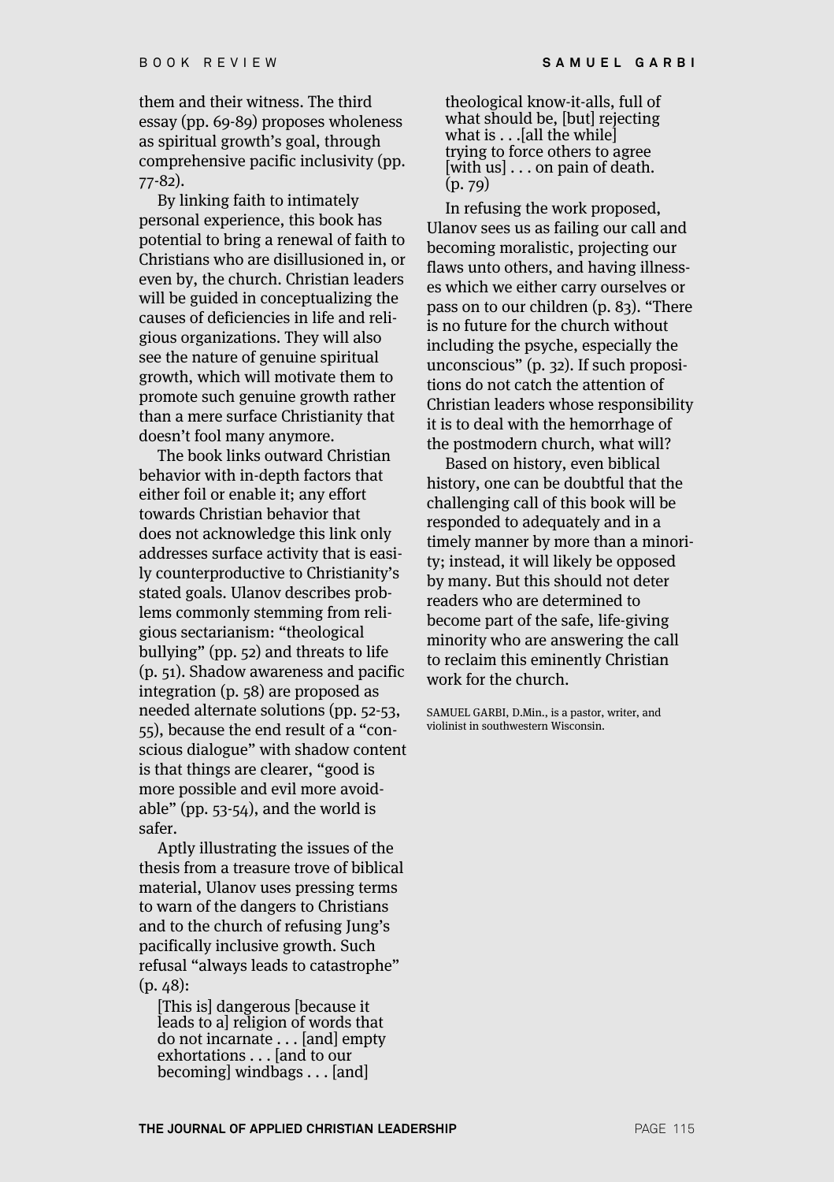them and their witness. The third essay (pp. 69-89) proposes wholeness as spiritual growth's goal, through comprehensive pacific inclusivity (pp. 77-82).

By linking faith to intimately personal experience, this book has potential to bring a renewal of faith to Christians who are disillusioned in, or even by, the church. Christian leaders will be guided in conceptualizing the causes of deficiencies in life and religious organizations. They will also see the nature of genuine spiritual growth, which will motivate them to promote such genuine growth rather than a mere surface Christianity that doesn't fool many anymore.

The book links outward Christian behavior with in-depth factors that either foil or enable it; any effort towards Christian behavior that does not acknowledge this link only addresses surface activity that is easily counterproductive to Christianity's stated goals. Ulanov describes problems commonly stemming from religious sectarianism: "theological bullying" (pp. 52) and threats to life (p. 51). Shadow awareness and pacific integration (p. 58) are proposed as needed alternate solutions (pp. 52-53, 55), because the end result of a "conscious dialogue" with shadow content is that things are clearer, "good is more possible and evil more avoidable" (pp. 53-54), and the world is safer.

Aptly illustrating the issues of the thesis from a treasure trove of biblical material, Ulanov uses pressing terms to warn of the dangers to Christians and to the church of refusing Jung's pacifically inclusive growth. Such refusal "always leads to catastrophe" (p. 48):

> [This is] dangerous [because it leads to a] religion of words that do not incarnate . . . [and] empty exhortations . . . [and to our becoming] windbags . . . [and] theological know-it-alls, full of what should be, [but] rejecting what is . . .[all the while] trying to force others to agree [with us] . . . on pain of death. (p. 79)

In refusing the work proposed, Ulanov sees us as failing our call and becoming moralistic, projecting our flaws unto others, and having illnesses which we either carry ourselves or pass on to our children (p. 83). "There is no future for the church without including the psyche, especially the unconscious" (p. 32). If such propositions do not catch the attention of Christian leaders whose responsibility it is to deal with the hemorrhage of the postmodern church, what will?

Based on history, even biblical history, one can be doubtful that the challenging call of this book will be responded to adequately and in a timely manner by more than a minority; instead, it will likely be opposed by many. But this should not deter readers who are determined to become part of the safe, life-giving minority who are answering the call to reclaim this eminently Christian work for the church.

SAMUEL GARBI, D.Min., is a pastor, writer, and violinist in southwestern Wisconsin.